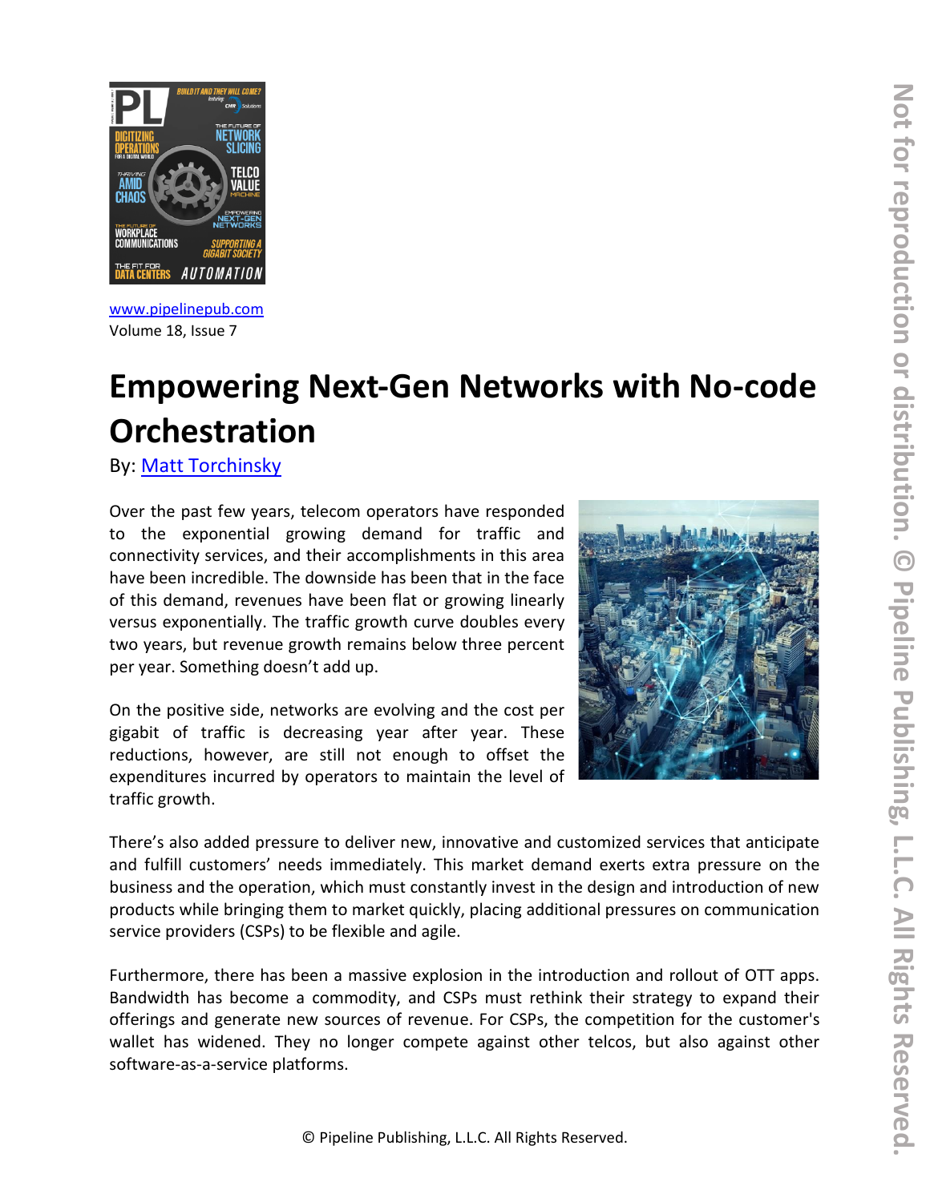www.pipelinepub.com
Volume 18, Issue 7

# Empowering Next-Gen Networks with No-code Orchestration

By: Matt Torchinsky

Over the past few years, telecom operators have responded to the exponential growing demand for traffic and connectivity services, and their accomplishments in this area have been incredible. The downside has been that in the face of this demand, revenues have been flat or growing linearly versus exponentially. The traffic growth curve doubles every two years, but revenue growth remains below three percent per year. Something doesn't add up.

On the positive side, networks are evolving and the cost per gigabit of traffic is decreasing year after year. These reductions, however, are still not enough to offset the expenditures incurred by operators to maintain the level of traffic growth.

There's also added pressure to deliver new, innovative and customized services that anticipate and fulfill customers' needs immediately. This market demand exerts extra pressure on the business and the operation, which must constantly invest in the design and introduction of new products while bringing them to market quickly, placing additional pressures on communication service providers (CSPs) to be flexible and agile.

Furthermore, there has been a massive explosion in the introduction and rollout of OTT apps. Bandwidth has become a commodity, and CSPs must rethink their strategy to expand their offerings and generate new sources of revenue. For CSPs, the competition for the customer's wallet has widened. They no longer compete against other telcos, but also against other software-as-a-service platforms.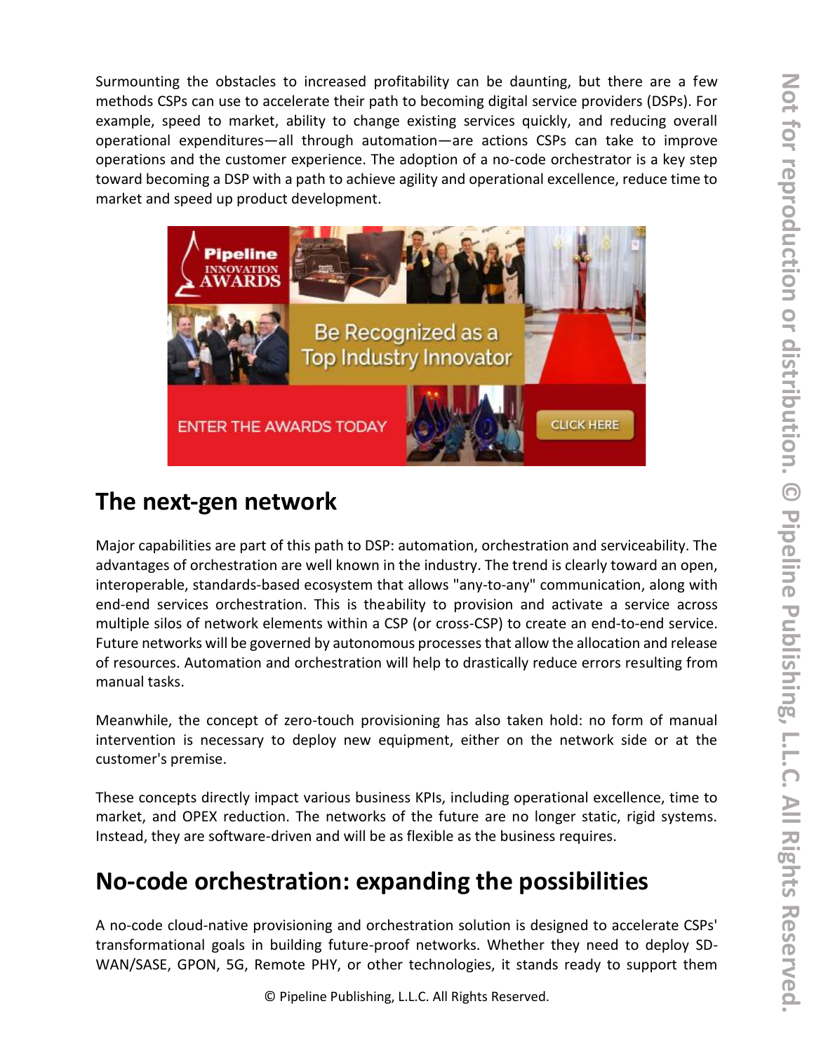Surmounting the obstacles to increased profitability can be daunting, but there are a few methods CSPs can use to accelerate their path to becoming digital service providers (DSPs). For example, speed to market, ability to change existing services quickly, and reducing overall operational expenditures—all through automation—are actions CSPs can take to improve operations and the customer experience. The adoption of a no-code orchestrator is a key step toward becoming a DSP with a path to achieve agility and operational excellence, reduce time to market and speed up product development.

## The next-gen network

Major capabilities are part of this path to DSP: automation, orchestration and serviceability. The advantages of orchestration are well known in the industry. The trend is clearly toward an open, interoperable, standards-based ecosystem that allows "any-to-any" communication, along with end-end services orchestration. This is theability to provision and activate a service across multiple silos of network elements within a CSP (or cross-CSP) to create an end-to-end service. Future networks will be governed by autonomous processes that allow the allocation and release of resources. Automation and orchestration will help to drastically reduce errors resulting from manual tasks.

Meanwhile, the concept of zero-touch provisioning has also taken hold: no form of manual intervention is necessary to deploy new equipment, either on the network side or at the customer's premise.

These concepts directly impact various business KPIs, including operational excellence, time to market, and OPEX reduction. The networks of the future are no longer static, rigid systems. Instead, they are software-driven and will be as flexible as the business requires.

## No-code orchestration: expanding the possibilities

A no-code cloud-native provisioning and orchestration solution is designed to accelerate CSPs' transformational goals in building future-proof networks. Whether they need to deploy SD-WAN/SASE, GPON, 5G, Remote PHY, or other technologies, it stands ready to support them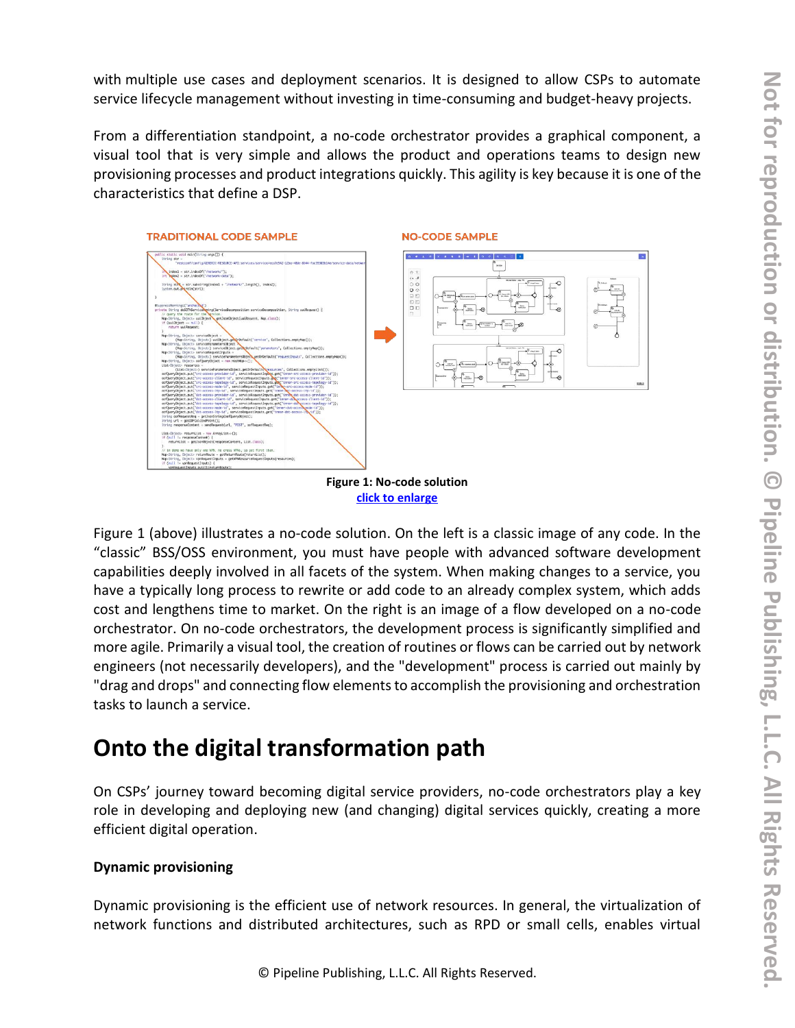with multiple use cases and deployment scenarios. It is designed to allow CSPs to automate service lifecycle management without investing in time-consuming and budget-heavy projects.

From a differentiation standpoint, a no-code orchestrator provides a graphical component, a visual tool that is very simple and allows the product and operations teams to design new provisioning processes and product integrations quickly. This agility is key because it is one of the characteristics that define a DSP.

TRADITIONAL CODE SAMPLE

NO-CODE SAMPLE

**Figure 1: No-code solution**
click to enlarge

Figure 1 (above) illustrates a no-code solution. On the left is a classic image of any code. In the "classic" BSS/OSS environment, you must have people with advanced software development capabilities deeply involved in all facets of the system. When making changes to a service, you have a typically long process to rewrite or add code to an already complex system, which adds cost and lengthens time to market. On the right is an image of a flow developed on a no-code orchestrator. On no-code orchestrators, the development process is significantly simplified and more agile. Primarily a visual tool, the creation of routines or flows can be carried out by network engineers (not necessarily developers), and the "development" process is carried out mainly by "drag and drops" and connecting flow elements to accomplish the provisioning and orchestration tasks to launch a service.

# Onto the digital transformation path

On CSPs' journey toward becoming digital service providers, no-code orchestrators play a key role in developing and deploying new (and changing) digital services quickly, creating a more efficient digital operation.

**Dynamic provisioning**

Dynamic provisioning is the efficient use of network resources. In general, the virtualization of network functions and distributed architectures, such as RPD or small cells, enables virtual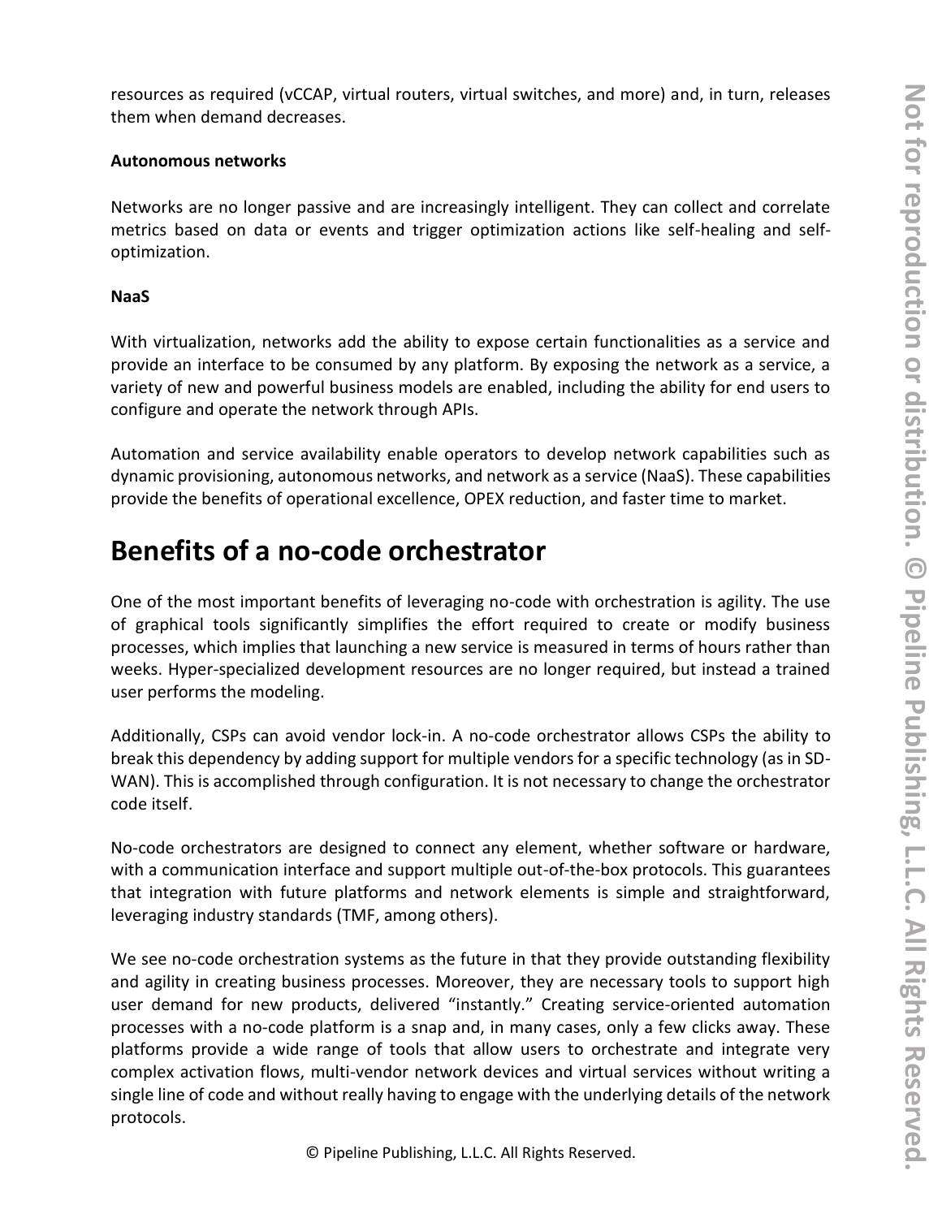resources as required (vCCAP, virtual routers, virtual switches, and more) and, in turn, releases them when demand decreases.

**Autonomous networks**

Networks are no longer passive and are increasingly intelligent. They can collect and correlate metrics based on data or events and trigger optimization actions like self-healing and self-optimization.

**NaaS**

With virtualization, networks add the ability to expose certain functionalities as a service and provide an interface to be consumed by any platform. By exposing the network as a service, a variety of new and powerful business models are enabled, including the ability for end users to configure and operate the network through APIs.

Automation and service availability enable operators to develop network capabilities such as dynamic provisioning, autonomous networks, and network as a service (NaaS). These capabilities provide the benefits of operational excellence, OPEX reduction, and faster time to market.

# Benefits of a no-code orchestrator

One of the most important benefits of leveraging no-code with orchestration is agility. The use of graphical tools significantly simplifies the effort required to create or modify business processes, which implies that launching a new service is measured in terms of hours rather than weeks. Hyper-specialized development resources are no longer required, but instead a trained user performs the modeling.

Additionally, CSPs can avoid vendor lock-in. A no-code orchestrator allows CSPs the ability to break this dependency by adding support for multiple vendors for a specific technology (as in SD-WAN). This is accomplished through configuration. It is not necessary to change the orchestrator code itself.

No-code orchestrators are designed to connect any element, whether software or hardware, with a communication interface and support multiple out-of-the-box protocols. This guarantees that integration with future platforms and network elements is simple and straightforward, leveraging industry standards (TMF, among others).

We see no-code orchestration systems as the future in that they provide outstanding flexibility and agility in creating business processes. Moreover, they are necessary tools to support high user demand for new products, delivered "instantly." Creating service-oriented automation processes with a no-code platform is a snap and, in many cases, only a few clicks away. These platforms provide a wide range of tools that allow users to orchestrate and integrate very complex activation flows, multi-vendor network devices and virtual services without writing a single line of code and without really having to engage with the underlying details of the network protocols.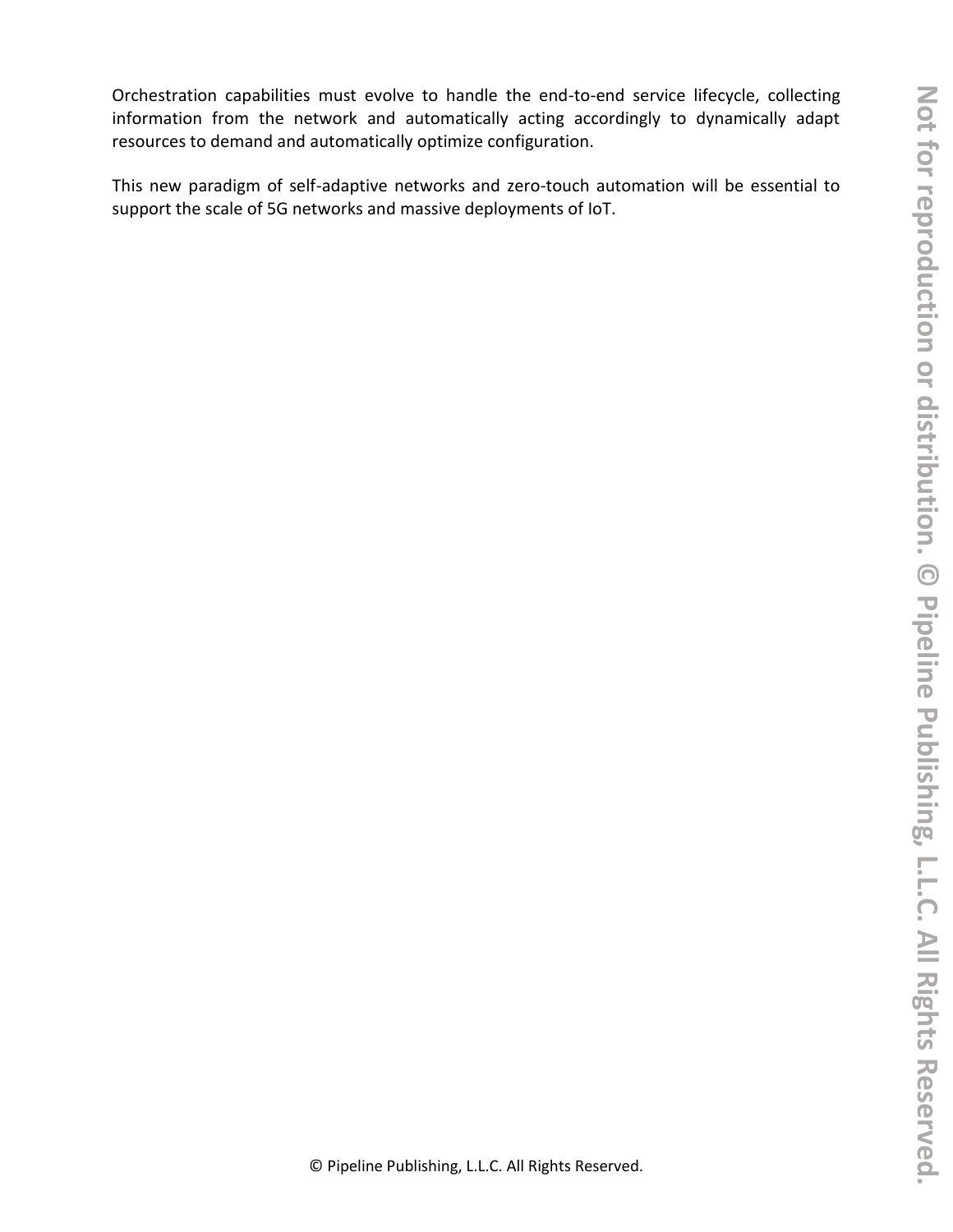Orchestration capabilities must evolve to handle the end-to-end service lifecycle, collecting information from the network and automatically acting accordingly to dynamically adapt resources to demand and automatically optimize configuration.

This new paradigm of self-adaptive networks and zero-touch automation will be essential to support the scale of 5G networks and massive deployments of IoT.